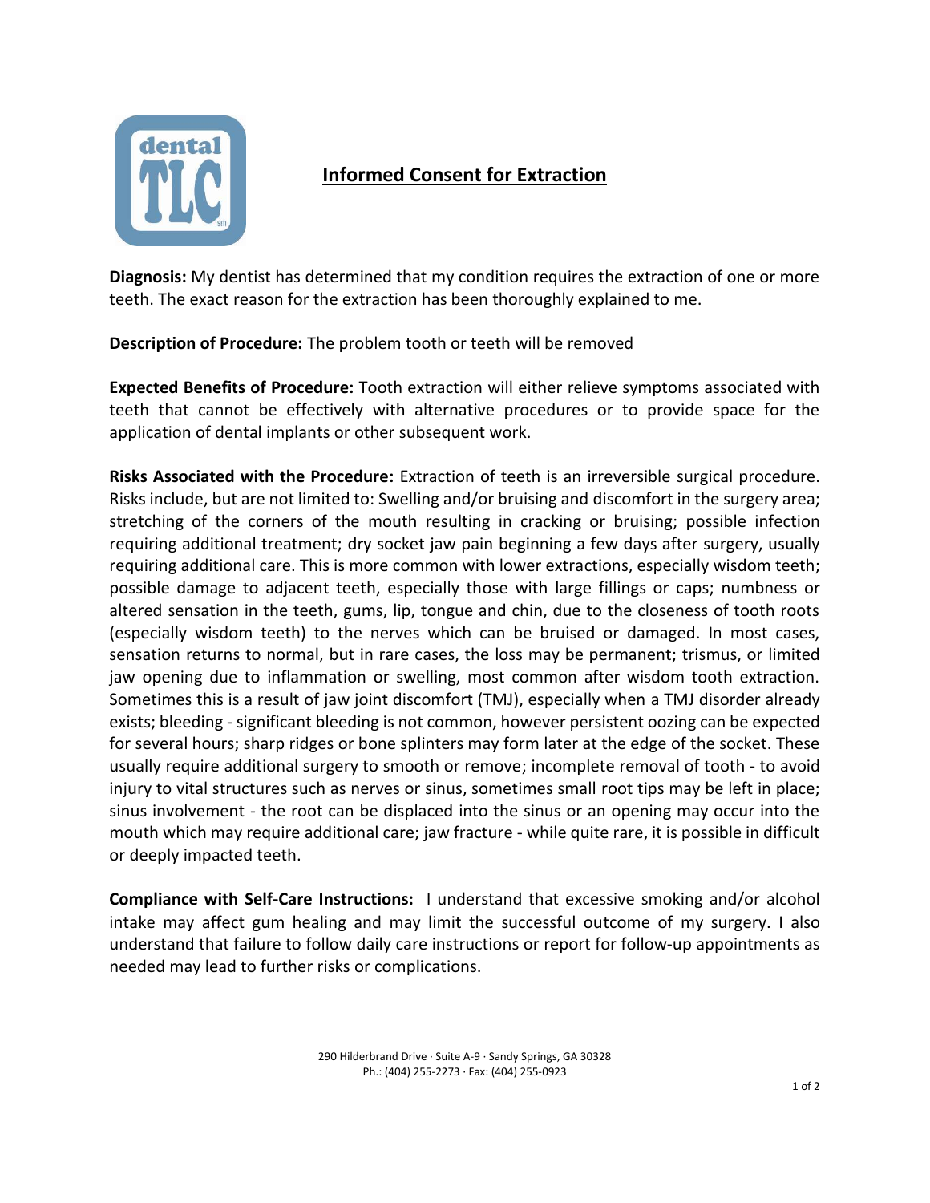# Informed Consent for Extraction

**Diagnosis:** My dentist has determined that my condition requires the extraction of one or more teeth. The exact reason for the extraction has been thoroughly explained to me.

**Description of Procedure:** The problem tooth or teeth will be removed

**Expected Benefits of Procedure:** Tooth extraction will either relieve symptoms associated with teeth that cannot be effectively with alternative procedures or to provide space for the application of dental implants or other subsequent work.

**Risks Associated with the Procedure:** Extraction of teeth is an irreversible surgical procedure. Risks include, but are not limited to: Swelling and/or bruising and discomfort in the surgery area; stretching of the corners of the mouth resulting in cracking or bruising; possible infection requiring additional treatment; dry socket jaw pain beginning a few days after surgery, usually requiring additional care. This is more common with lower extractions, especially wisdom teeth; possible damage to adjacent teeth, especially those with large fillings or caps; numbness or altered sensation in the teeth, gums, lip, tongue and chin, due to the closeness of tooth roots (especially wisdom teeth) to the nerves which can be bruised or damaged. In most cases, sensation returns to normal, but in rare cases, the loss may be permanent; trismus, or limited jaw opening due to inflammation or swelling, most common after wisdom tooth extraction. Sometimes this is a result of jaw joint discomfort (TMJ), especially when a TMJ disorder already exists; bleeding - significant bleeding is not common, however persistent oozing can be expected for several hours; sharp ridges or bone splinters may form later at the edge of the socket. These usually require additional surgery to smooth or remove; incomplete removal of tooth - to avoid injury to vital structures such as nerves or sinus, sometimes small root tips may be left in place; sinus involvement - the root can be displaced into the sinus or an opening may occur into the mouth which may require additional care; jaw fracture - while quite rare, it is possible in difficult or deeply impacted teeth.

**Compliance with Self-Care Instructions:** I understand that excessive smoking and/or alcohol intake may affect gum healing and may limit the successful outcome of my surgery. I also understand that failure to follow daily care instructions or report for follow-up appointments as needed may lead to further risks or complications.

290 Hilderbrand Drive · Suite A-9 · Sandy Springs, GA 30328
Ph.: (404) 255-2273 · Fax: (404) 255-0923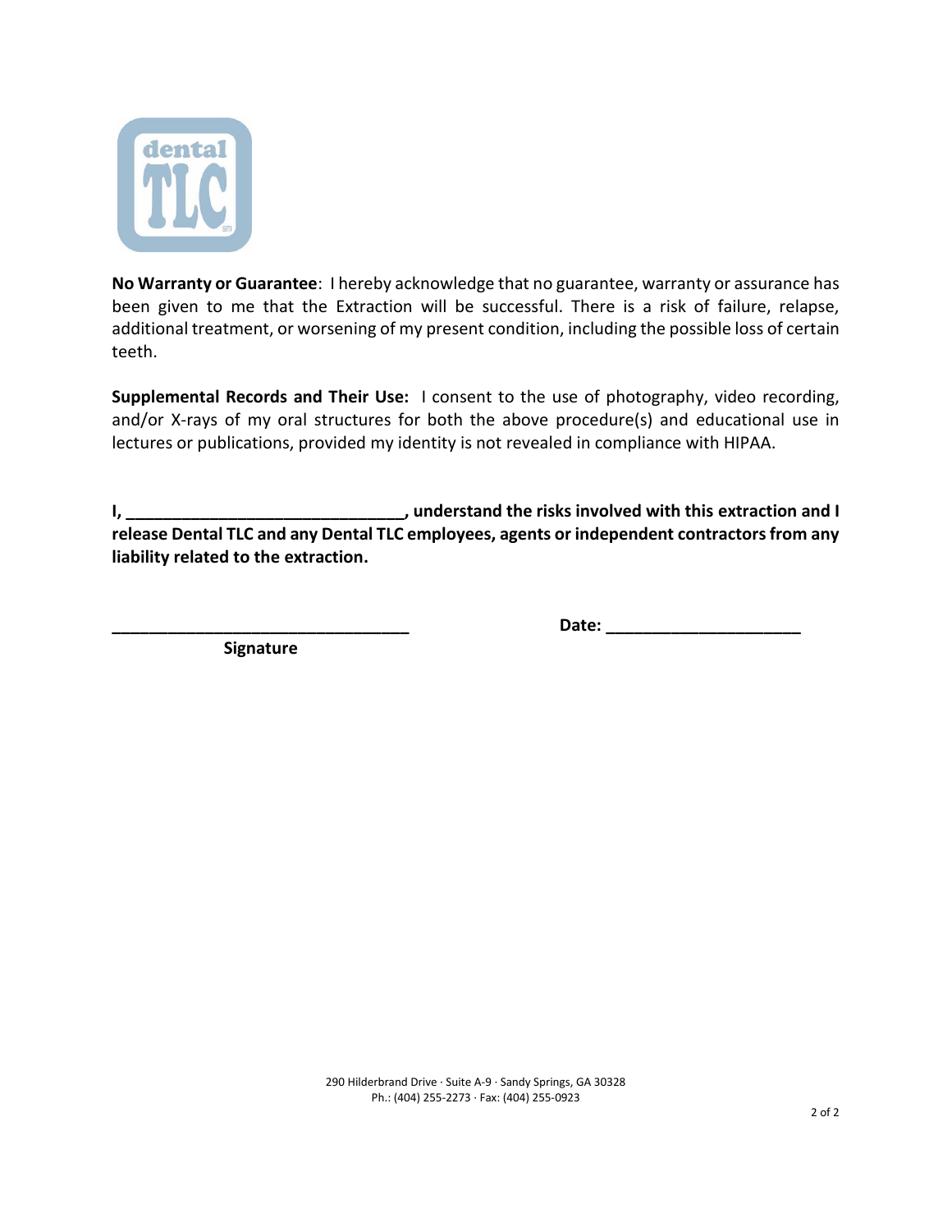dental TLC

**No Warranty or Guarantee**: I hereby acknowledge that no guarantee, warranty or assurance has been given to me that the Extraction will be successful. There is a risk of failure, relapse, additional treatment, or worsening of my present condition, including the possible loss of certain teeth.

**Supplemental Records and Their Use:** I consent to the use of photography, video recording, and/or X-rays of my oral structures for both the above procedure(s) and educational use in lectures or publications, provided my identity is not revealed in compliance with HIPAA.

**I, ______________________________, understand the risks involved with this extraction and I release Dental TLC and any Dental TLC employees, agents or independent contractors from any liability related to the extraction.**

**________________________________** **Date: _____________________**

**Signature**

290 Hilderbrand Drive · Suite A-9 · Sandy Springs, GA 30328
Ph.: (404) 255-2273 · Fax: (404) 255-0923